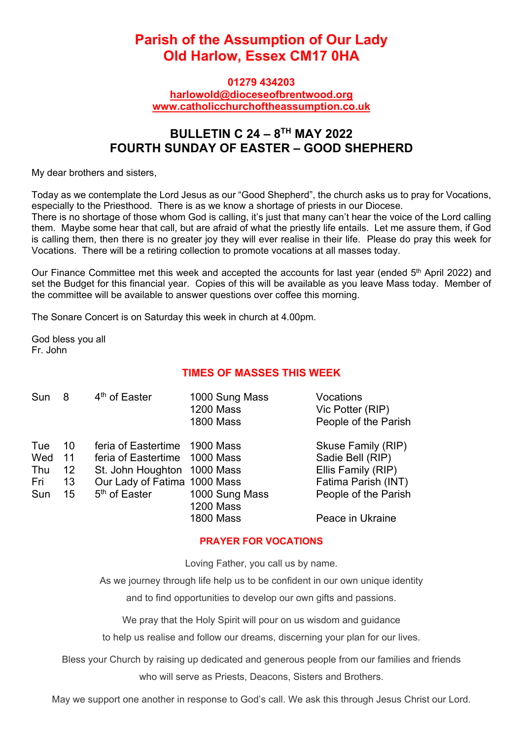# Parish of the Assumption of Our Lady
# Old Harlow, Essex CM17 0HA

**01279 434203**
**harlowold@dioceseofbrentwood.org**
**www.catholicchurchoftheassumption.co.uk**

## BULLETIN C 24 – 8TH MAY 2022
## FOURTH SUNDAY OF EASTER – GOOD SHEPHERD

My dear brothers and sisters,

Today as we contemplate the Lord Jesus as our "Good Shepherd", the church asks us to pray for Vocations, especially to the Priesthood. There is as we know a shortage of priests in our Diocese.
There is no shortage of those whom God is calling, it's just that many can't hear the voice of the Lord calling them. Maybe some hear that call, but are afraid of what the priestly life entails. Let me assure them, if God is calling them, then there is no greater joy they will ever realise in their life. Please do pray this week for Vocations. There will be a retiring collection to promote vocations at all masses today.

Our Finance Committee met this week and accepted the accounts for last year (ended 5th April 2022) and set the Budget for this financial year. Copies of this will be available as you leave Mass today. Member of the committee will be available to answer questions over coffee this morning.

The Sonare Concert is on Saturday this week in church at 4.00pm.

God bless you all
Fr. John

### TIMES OF MASSES THIS WEEK

| | | | | |
|---|---|---|---|---|
| Sun | 8 | 4th of Easter | 1000 Sung Mass | Vocations |
| | | | 1200 Mass | Vic Potter (RIP) |
| | | | 1800 Mass | People of the Parish |
| Tue | 10 | feria of Eastertime | 1900 Mass | Skuse Family (RIP) |
| Wed | 11 | feria of Eastertime | 1000 Mass | Sadie Bell (RIP) |
| Thu | 12 | St. John Houghton | 1000 Mass | Ellis Family (RIP) |
| Fri | 13 | Our Lady of Fatima | 1000 Mass | Fatima Parish (INT) |
| Sun | 15 | 5th of Easter | 1000 Sung Mass | People of the Parish |
| | | | 1200 Mass | |
| | | | 1800 Mass | Peace in Ukraine |

### PRAYER FOR VOCATIONS

Loving Father, you call us by name.

As we journey through life help us to be confident in our own unique identity

and to find opportunities to develop our own gifts and passions.

We pray that the Holy Spirit will pour on us wisdom and guidance

to help us realise and follow our dreams, discerning your plan for our lives.

Bless your Church by raising up dedicated and generous people from our families and friends

who will serve as Priests, Deacons, Sisters and Brothers.

May we support one another in response to God's call. We ask this through Jesus Christ our Lord.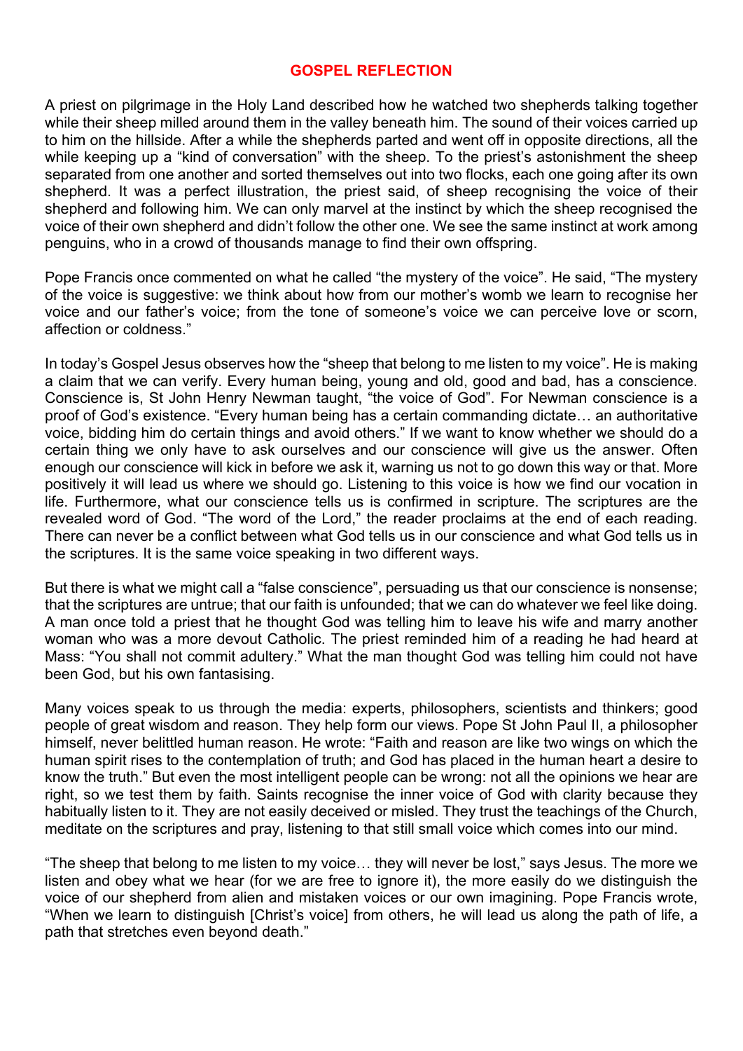# GOSPEL REFLECTION

A priest on pilgrimage in the Holy Land described how he watched two shepherds talking together while their sheep milled around them in the valley beneath him. The sound of their voices carried up to him on the hillside. After a while the shepherds parted and went off in opposite directions, all the while keeping up a "kind of conversation" with the sheep. To the priest's astonishment the sheep separated from one another and sorted themselves out into two flocks, each one going after its own shepherd. It was a perfect illustration, the priest said, of sheep recognising the voice of their shepherd and following him. We can only marvel at the instinct by which the sheep recognised the voice of their own shepherd and didn't follow the other one. We see the same instinct at work among penguins, who in a crowd of thousands manage to find their own offspring.

Pope Francis once commented on what he called "the mystery of the voice". He said, "The mystery of the voice is suggestive: we think about how from our mother's womb we learn to recognise her voice and our father's voice; from the tone of someone's voice we can perceive love or scorn, affection or coldness."

In today's Gospel Jesus observes how the "sheep that belong to me listen to my voice". He is making a claim that we can verify. Every human being, young and old, good and bad, has a conscience. Conscience is, St John Henry Newman taught, "the voice of God". For Newman conscience is a proof of God's existence. "Every human being has a certain commanding dictate… an authoritative voice, bidding him do certain things and avoid others." If we want to know whether we should do a certain thing we only have to ask ourselves and our conscience will give us the answer. Often enough our conscience will kick in before we ask it, warning us not to go down this way or that. More positively it will lead us where we should go. Listening to this voice is how we find our vocation in life. Furthermore, what our conscience tells us is confirmed in scripture. The scriptures are the revealed word of God. "The word of the Lord," the reader proclaims at the end of each reading. There can never be a conflict between what God tells us in our conscience and what God tells us in the scriptures. It is the same voice speaking in two different ways.

But there is what we might call a "false conscience", persuading us that our conscience is nonsense; that the scriptures are untrue; that our faith is unfounded; that we can do whatever we feel like doing. A man once told a priest that he thought God was telling him to leave his wife and marry another woman who was a more devout Catholic. The priest reminded him of a reading he had heard at Mass: "You shall not commit adultery." What the man thought God was telling him could not have been God, but his own fantasising.

Many voices speak to us through the media: experts, philosophers, scientists and thinkers; good people of great wisdom and reason. They help form our views. Pope St John Paul II, a philosopher himself, never belittled human reason. He wrote: "Faith and reason are like two wings on which the human spirit rises to the contemplation of truth; and God has placed in the human heart a desire to know the truth." But even the most intelligent people can be wrong: not all the opinions we hear are right, so we test them by faith. Saints recognise the inner voice of God with clarity because they habitually listen to it. They are not easily deceived or misled. They trust the teachings of the Church, meditate on the scriptures and pray, listening to that still small voice which comes into our mind.

"The sheep that belong to me listen to my voice… they will never be lost," says Jesus. The more we listen and obey what we hear (for we are free to ignore it), the more easily do we distinguish the voice of our shepherd from alien and mistaken voices or our own imagining. Pope Francis wrote, "When we learn to distinguish [Christ's voice] from others, he will lead us along the path of life, a path that stretches even beyond death."